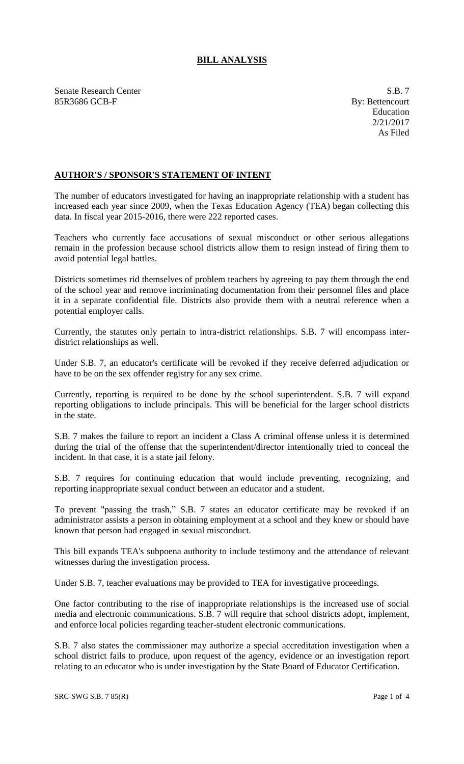# BILL ANALYSIS

Senate Research Center
85R3686 GCB-F

S.B. 7
By: Bettencourt
Education
2/21/2017
As Filed

## AUTHOR'S / SPONSOR'S STATEMENT OF INTENT

The number of educators investigated for having an inappropriate relationship with a student has increased each year since 2009, when the Texas Education Agency (TEA) began collecting this data. In fiscal year 2015-2016, there were 222 reported cases.

Teachers who currently face accusations of sexual misconduct or other serious allegations remain in the profession because school districts allow them to resign instead of firing them to avoid potential legal battles.

Districts sometimes rid themselves of problem teachers by agreeing to pay them through the end of the school year and remove incriminating documentation from their personnel files and place it in a separate confidential file. Districts also provide them with a neutral reference when a potential employer calls.

Currently, the statutes only pertain to intra-district relationships. S.B. 7 will encompass inter-district relationships as well.

Under S.B. 7, an educator's certificate will be revoked if they receive deferred adjudication or have to be on the sex offender registry for any sex crime.

Currently, reporting is required to be done by the school superintendent. S.B. 7 will expand reporting obligations to include principals. This will be beneficial for the larger school districts in the state.

S.B. 7 makes the failure to report an incident a Class A criminal offense unless it is determined during the trial of the offense that the superintendent/director intentionally tried to conceal the incident. In that case, it is a state jail felony.

S.B. 7 requires for continuing education that would include preventing, recognizing, and reporting inappropriate sexual conduct between an educator and a student.

To prevent "passing the trash," S.B. 7 states an educator certificate may be revoked if an administrator assists a person in obtaining employment at a school and they knew or should have known that person had engaged in sexual misconduct.

This bill expands TEA's subpoena authority to include testimony and the attendance of relevant witnesses during the investigation process.

Under S.B. 7, teacher evaluations may be provided to TEA for investigative proceedings.

One factor contributing to the rise of inappropriate relationships is the increased use of social media and electronic communications. S.B. 7 will require that school districts adopt, implement, and enforce local policies regarding teacher-student electronic communications.

S.B. 7 also states the commissioner may authorize a special accreditation investigation when a school district fails to produce, upon request of the agency, evidence or an investigation report relating to an educator who is under investigation by the State Board of Educator Certification.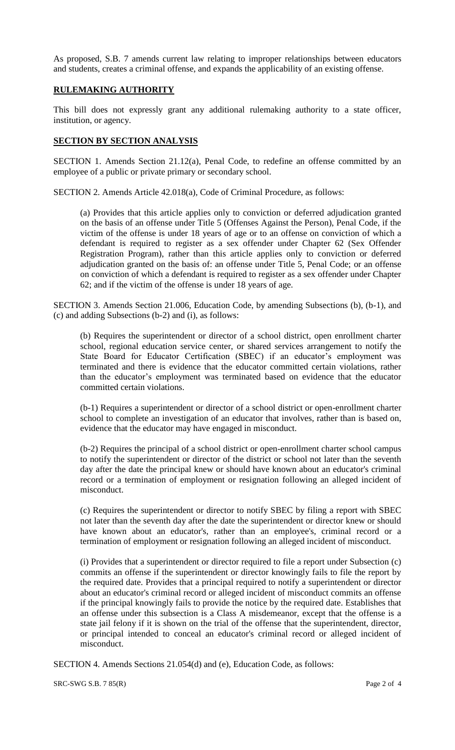As proposed, S.B. 7 amends current law relating to improper relationships between educators and students, creates a criminal offense, and expands the applicability of an existing offense.

## RULEMAKING AUTHORITY

This bill does not expressly grant any additional rulemaking authority to a state officer, institution, or agency.

## SECTION BY SECTION ANALYSIS

SECTION 1. Amends Section 21.12(a), Penal Code, to redefine an offense committed by an employee of a public or private primary or secondary school.

SECTION 2. Amends Article 42.018(a), Code of Criminal Procedure, as follows:

> (a) Provides that this article applies only to conviction or deferred adjudication granted on the basis of an offense under Title 5 (Offenses Against the Person), Penal Code, if the victim of the offense is under 18 years of age or to an offense on conviction of which a defendant is required to register as a sex offender under Chapter 62 (Sex Offender Registration Program), rather than this article applies only to conviction or deferred adjudication granted on the basis of: an offense under Title 5, Penal Code; or an offense on conviction of which a defendant is required to register as a sex offender under Chapter 62; and if the victim of the offense is under 18 years of age.

SECTION 3. Amends Section 21.006, Education Code, by amending Subsections (b), (b-1), and (c) and adding Subsections (b-2) and (i), as follows:

> (b) Requires the superintendent or director of a school district, open enrollment charter school, regional education service center, or shared services arrangement to notify the State Board for Educator Certification (SBEC) if an educator's employment was terminated and there is evidence that the educator committed certain violations, rather than the educator's employment was terminated based on evidence that the educator committed certain violations.
>
> (b-1) Requires a superintendent or director of a school district or open-enrollment charter school to complete an investigation of an educator that involves, rather than is based on, evidence that the educator may have engaged in misconduct.
>
> (b-2) Requires the principal of a school district or open-enrollment charter school campus to notify the superintendent or director of the district or school not later than the seventh day after the date the principal knew or should have known about an educator's criminal record or a termination of employment or resignation following an alleged incident of misconduct.
>
> (c) Requires the superintendent or director to notify SBEC by filing a report with SBEC not later than the seventh day after the date the superintendent or director knew or should have known about an educator's, rather than an employee's, criminal record or a termination of employment or resignation following an alleged incident of misconduct.
>
> (i) Provides that a superintendent or director required to file a report under Subsection (c) commits an offense if the superintendent or director knowingly fails to file the report by the required date. Provides that a principal required to notify a superintendent or director about an educator's criminal record or alleged incident of misconduct commits an offense if the principal knowingly fails to provide the notice by the required date. Establishes that an offense under this subsection is a Class A misdemeanor, except that the offense is a state jail felony if it is shown on the trial of the offense that the superintendent, director, or principal intended to conceal an educator's criminal record or alleged incident of misconduct.

SECTION 4. Amends Sections 21.054(d) and (e), Education Code, as follows: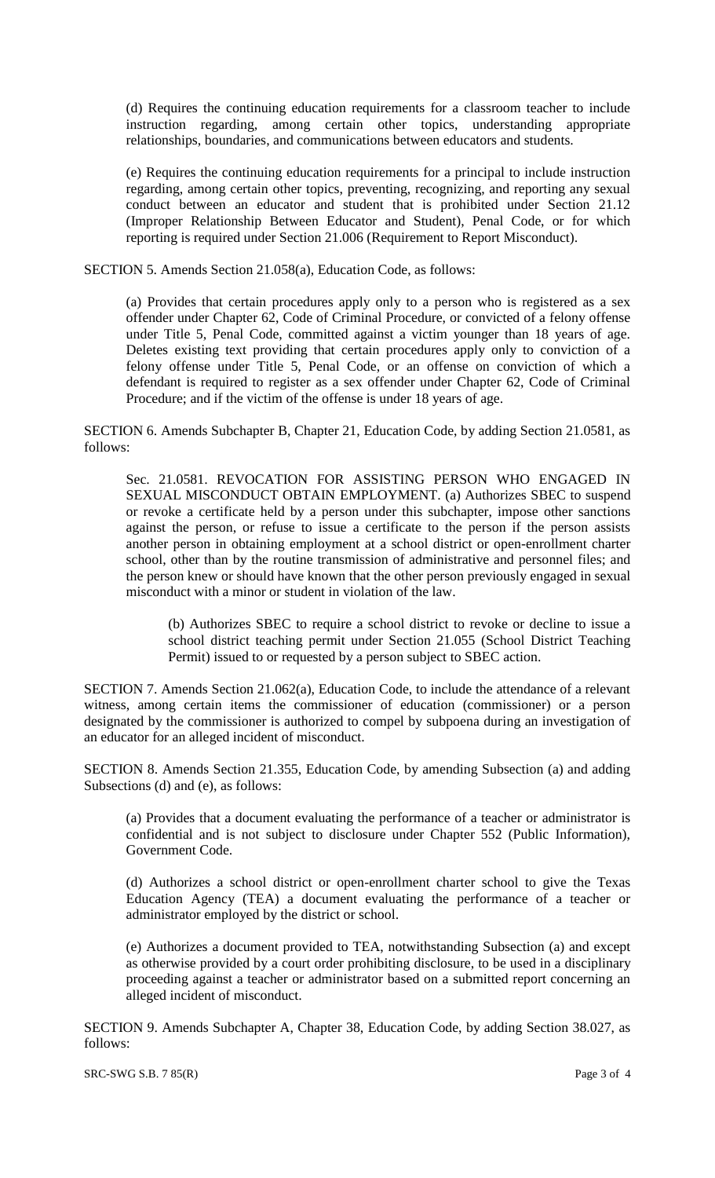(d) Requires the continuing education requirements for a classroom teacher to include instruction regarding, among certain other topics, understanding appropriate relationships, boundaries, and communications between educators and students.

(e) Requires the continuing education requirements for a principal to include instruction regarding, among certain other topics, preventing, recognizing, and reporting any sexual conduct between an educator and student that is prohibited under Section 21.12 (Improper Relationship Between Educator and Student), Penal Code, or for which reporting is required under Section 21.006 (Requirement to Report Misconduct).

SECTION 5. Amends Section 21.058(a), Education Code, as follows:

(a) Provides that certain procedures apply only to a person who is registered as a sex offender under Chapter 62, Code of Criminal Procedure, or convicted of a felony offense under Title 5, Penal Code, committed against a victim younger than 18 years of age. Deletes existing text providing that certain procedures apply only to conviction of a felony offense under Title 5, Penal Code, or an offense on conviction of which a defendant is required to register as a sex offender under Chapter 62, Code of Criminal Procedure; and if the victim of the offense is under 18 years of age.

SECTION 6. Amends Subchapter B, Chapter 21, Education Code, by adding Section 21.0581, as follows:

Sec. 21.0581. REVOCATION FOR ASSISTING PERSON WHO ENGAGED IN SEXUAL MISCONDUCT OBTAIN EMPLOYMENT. (a) Authorizes SBEC to suspend or revoke a certificate held by a person under this subchapter, impose other sanctions against the person, or refuse to issue a certificate to the person if the person assists another person in obtaining employment at a school district or open-enrollment charter school, other than by the routine transmission of administrative and personnel files; and the person knew or should have known that the other person previously engaged in sexual misconduct with a minor or student in violation of the law.

(b) Authorizes SBEC to require a school district to revoke or decline to issue a school district teaching permit under Section 21.055 (School District Teaching Permit) issued to or requested by a person subject to SBEC action.

SECTION 7. Amends Section 21.062(a), Education Code, to include the attendance of a relevant witness, among certain items the commissioner of education (commissioner) or a person designated by the commissioner is authorized to compel by subpoena during an investigation of an educator for an alleged incident of misconduct.

SECTION 8. Amends Section 21.355, Education Code, by amending Subsection (a) and adding Subsections (d) and (e), as follows:

(a) Provides that a document evaluating the performance of a teacher or administrator is confidential and is not subject to disclosure under Chapter 552 (Public Information), Government Code.

(d) Authorizes a school district or open-enrollment charter school to give the Texas Education Agency (TEA) a document evaluating the performance of a teacher or administrator employed by the district or school.

(e) Authorizes a document provided to TEA, notwithstanding Subsection (a) and except as otherwise provided by a court order prohibiting disclosure, to be used in a disciplinary proceeding against a teacher or administrator based on a submitted report concerning an alleged incident of misconduct.

SECTION 9. Amends Subchapter A, Chapter 38, Education Code, by adding Section 38.027, as follows: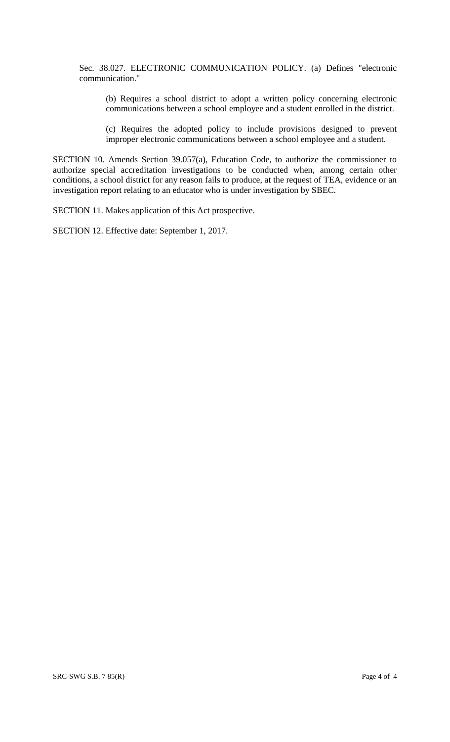Sec. 38.027. ELECTRONIC COMMUNICATION POLICY. (a) Defines "electronic communication."

(b) Requires a school district to adopt a written policy concerning electronic communications between a school employee and a student enrolled in the district.

(c) Requires the adopted policy to include provisions designed to prevent improper electronic communications between a school employee and a student.

SECTION 10. Amends Section 39.057(a), Education Code, to authorize the commissioner to authorize special accreditation investigations to be conducted when, among certain other conditions, a school district for any reason fails to produce, at the request of TEA, evidence or an investigation report relating to an educator who is under investigation by SBEC.

SECTION 11. Makes application of this Act prospective.

SECTION 12. Effective date: September 1, 2017.